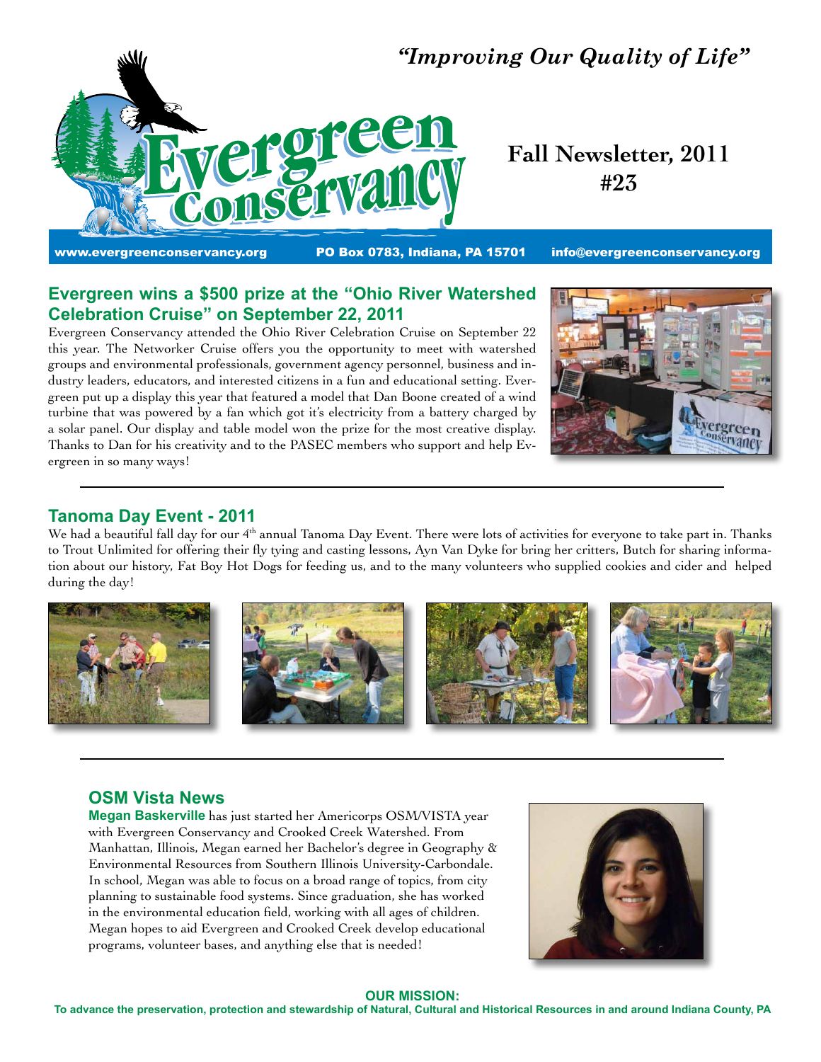*"Improving Our Quality of Life"*

# Evergreen Conservancy

**Fall Newsletter, 2011**
**#23**

www.evergreenconservancy.org PO Box 0783, Indiana, PA 15701 info@evergreenconservancy.org

## Evergreen wins a $500 prize at the "Ohio River Watershed Celebration Cruise" on September 22, 2011

Evergreen Conservancy attended the Ohio River Celebration Cruise on September 22 this year. The Networker Cruise offers you the opportunity to meet with watershed groups and environmental professionals, government agency personnel, business and industry leaders, educators, and interested citizens in a fun and educational setting. Evergreen put up a display this year that featured a model that Dan Boone created of a wind turbine that was powered by a fan which got it's electricity from a battery charged by a solar panel. Our display and table model won the prize for the most creative display. Thanks to Dan for his creativity and to the PASEC members who support and help Evergreen in so many ways!

---

## Tanoma Day Event - 2011

We had a beautiful fall day for our 4th annual Tanoma Day Event. There were lots of activities for everyone to take part in. Thanks to Trout Unlimited for offering their fly tying and casting lessons, Ayn Van Dyke for bring her critters, Butch for sharing information about our history, Fat Boy Hot Dogs for feeding us, and to the many volunteers who supplied cookies and cider and helped during the day!

---

## OSM Vista News

**Megan Baskerville** has just started her Americorps OSM/VISTA year with Evergreen Conservancy and Crooked Creek Watershed. From Manhattan, Illinois, Megan earned her Bachelor's degree in Geography & Environmental Resources from Southern Illinois University-Carbondale. In school, Megan was able to focus on a broad range of topics, from city planning to sustainable food systems. Since graduation, she has worked in the environmental education field, working with all ages of children. Megan hopes to aid Evergreen and Crooked Creek develop educational programs, volunteer bases, and anything else that is needed!

**OUR MISSION:**
**To advance the preservation, protection and stewardship of Natural, Cultural and Historical Resources in and around Indiana County, PA**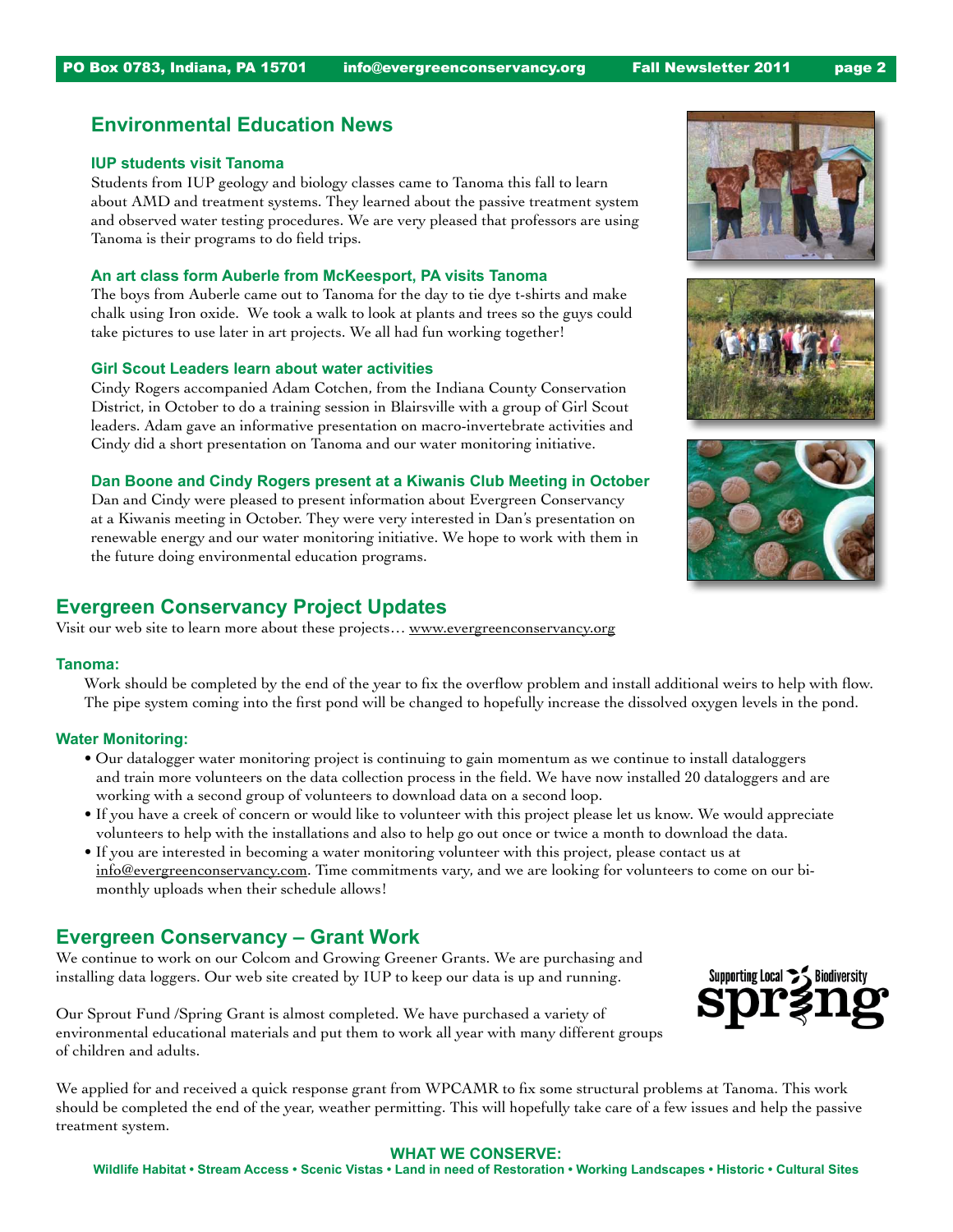## Environmental Education News

### IUP students visit Tanoma

Students from IUP geology and biology classes came to Tanoma this fall to learn about AMD and treatment systems. They learned about the passive treatment system and observed water testing procedures. We are very pleased that professors are using Tanoma is their programs to do field trips.

### An art class form Auberle from McKeesport, PA visits Tanoma

The boys from Auberle came out to Tanoma for the day to tie dye t-shirts and make chalk using Iron oxide. We took a walk to look at plants and trees so the guys could take pictures to use later in art projects. We all had fun working together!

### Girl Scout Leaders learn about water activities

Cindy Rogers accompanied Adam Cotchen, from the Indiana County Conservation District, in October to do a training session in Blairsville with a group of Girl Scout leaders. Adam gave an informative presentation on macro-invertebrate activities and Cindy did a short presentation on Tanoma and our water monitoring initiative.

### Dan Boone and Cindy Rogers present at a Kiwanis Club Meeting in October

Dan and Cindy were pleased to present information about Evergreen Conservancy at a Kiwanis meeting in October. They were very interested in Dan's presentation on renewable energy and our water monitoring initiative. We hope to work with them in the future doing environmental education programs.

## Evergreen Conservancy Project Updates

Visit our web site to learn more about these projects… www.evergreenconservancy.org

### Tanoma:

Work should be completed by the end of the year to fix the overflow problem and install additional weirs to help with flow. The pipe system coming into the first pond will be changed to hopefully increase the dissolved oxygen levels in the pond.

### Water Monitoring:

- Our datalogger water monitoring project is continuing to gain momentum as we continue to install dataloggers and train more volunteers on the data collection process in the field. We have now installed 20 dataloggers and are working with a second group of volunteers to download data on a second loop.
- If you have a creek of concern or would like to volunteer with this project please let us know. We would appreciate volunteers to help with the installations and also to help go out once or twice a month to download the data.
- If you are interested in becoming a water monitoring volunteer with this project, please contact us at info@evergreenconservancy.com. Time commitments vary, and we are looking for volunteers to come on our bi-monthly uploads when their schedule allows!

## Evergreen Conservancy – Grant Work

We continue to work on our Colcom and Growing Greener Grants. We are purchasing and installing data loggers. Our web site created by IUP to keep our data is up and running.

Our Sprout Fund /Spring Grant is almost completed. We have purchased a variety of environmental educational materials and put them to work all year with many different groups of children and adults.

Supporting Local Biodiversity spring

We applied for and received a quick response grant from WPCAMR to fix some structural problems at Tanoma. This work should be completed the end of the year, weather permitting. This will hopefully take care of a few issues and help the passive treatment system.

**WHAT WE CONSERVE:**

**Wildlife Habitat • Stream Access • Scenic Vistas • Land in need of Restoration • Working Landscapes • Historic • Cultural Sites**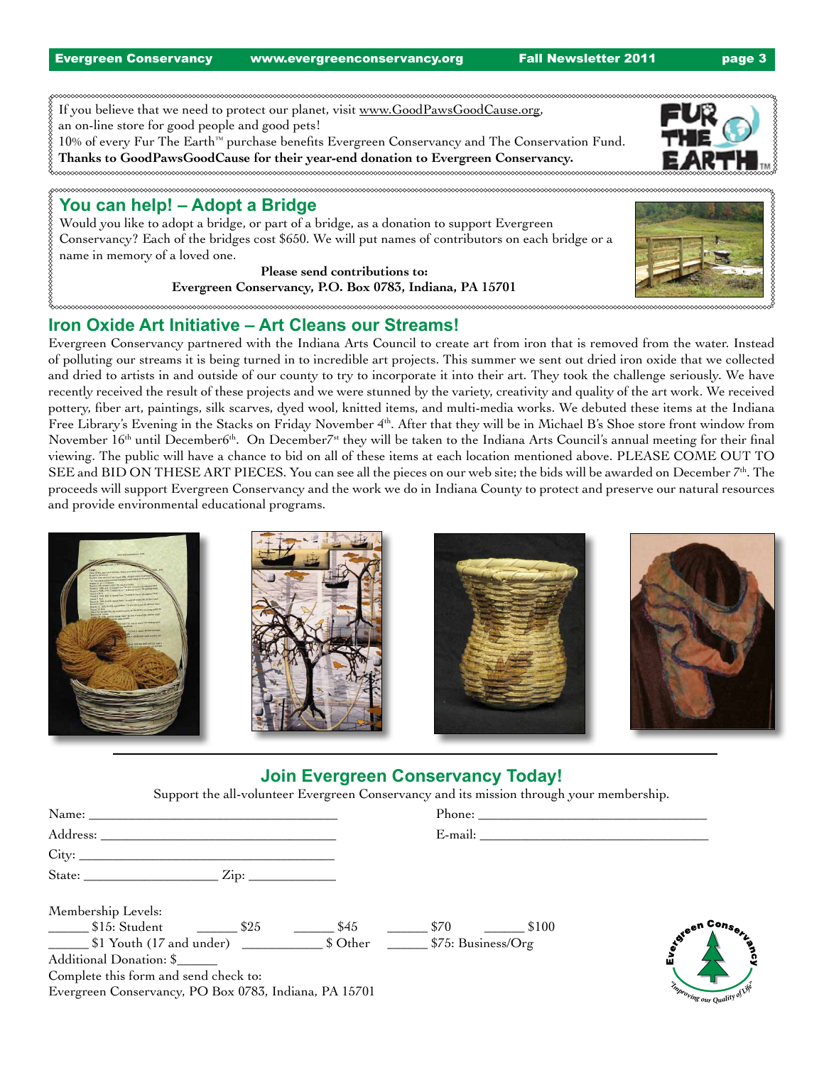If you believe that we need to protect our planet, visit www.GoodPawsGoodCause.org, an on-line store for good people and good pets!
10% of every Fur The Earth™ purchase benefits Evergreen Conservancy and The Conservation Fund.
**Thanks to GoodPawsGoodCause for their year-end donation to Evergreen Conservancy.**

## You can help! – Adopt a Bridge

Would you like to adopt a bridge, or part of a bridge, as a donation to support Evergreen Conservancy? Each of the bridges cost $650. We will put names of contributors on each bridge or a name in memory of a loved one.

**Please send contributions to:**
**Evergreen Conservancy, P.O. Box 0783, Indiana, PA 15701**

## Iron Oxide Art Initiative – Art Cleans our Streams!

Evergreen Conservancy partnered with the Indiana Arts Council to create art from iron that is removed from the water. Instead of polluting our streams it is being turned in to incredible art projects. This summer we sent out dried iron oxide that we collected and dried to artists in and outside of our county to try to incorporate it into their art. They took the challenge seriously. We have recently received the result of these projects and we were stunned by the variety, creativity and quality of the art work. We received pottery, fiber art, paintings, silk scarves, dyed wool, knitted items, and multi-media works. We debuted these items at the Indiana Free Library's Evening in the Stacks on Friday November 4th. After that they will be in Michael B's Shoe store front window from November 16th until December6th. On December7st they will be taken to the Indiana Arts Council's annual meeting for their final viewing. The public will have a chance to bid on all of these items at each location mentioned above. PLEASE COME OUT TO SEE and BID ON THESE ART PIECES. You can see all the pieces on our web site; the bids will be awarded on December 7th. The proceeds will support Evergreen Conservancy and the work we do in Indiana County to protect and preserve our natural resources and provide environmental educational programs.

## Join Evergreen Conservancy Today!

Support the all-volunteer Evergreen Conservancy and its mission through your membership.

Name: ______________________________ Phone: ______________________________

Address: ______________________________ E-mail: ______________________________

City: ______________________________

State: ________________ Zip: ____________

Membership Levels:

_____ $15: Student _____ $25 _____ $45 _____ $70 _____ $100

_____ $1 Youth (17 and under) __________ $ Other _____ $75: Business/Org

Additional Donation: $_____

Complete this form and send check to:
Evergreen Conservancy, PO Box 0783, Indiana, PA 15701

Evergreen Conservancy "Improving our Quality of Life"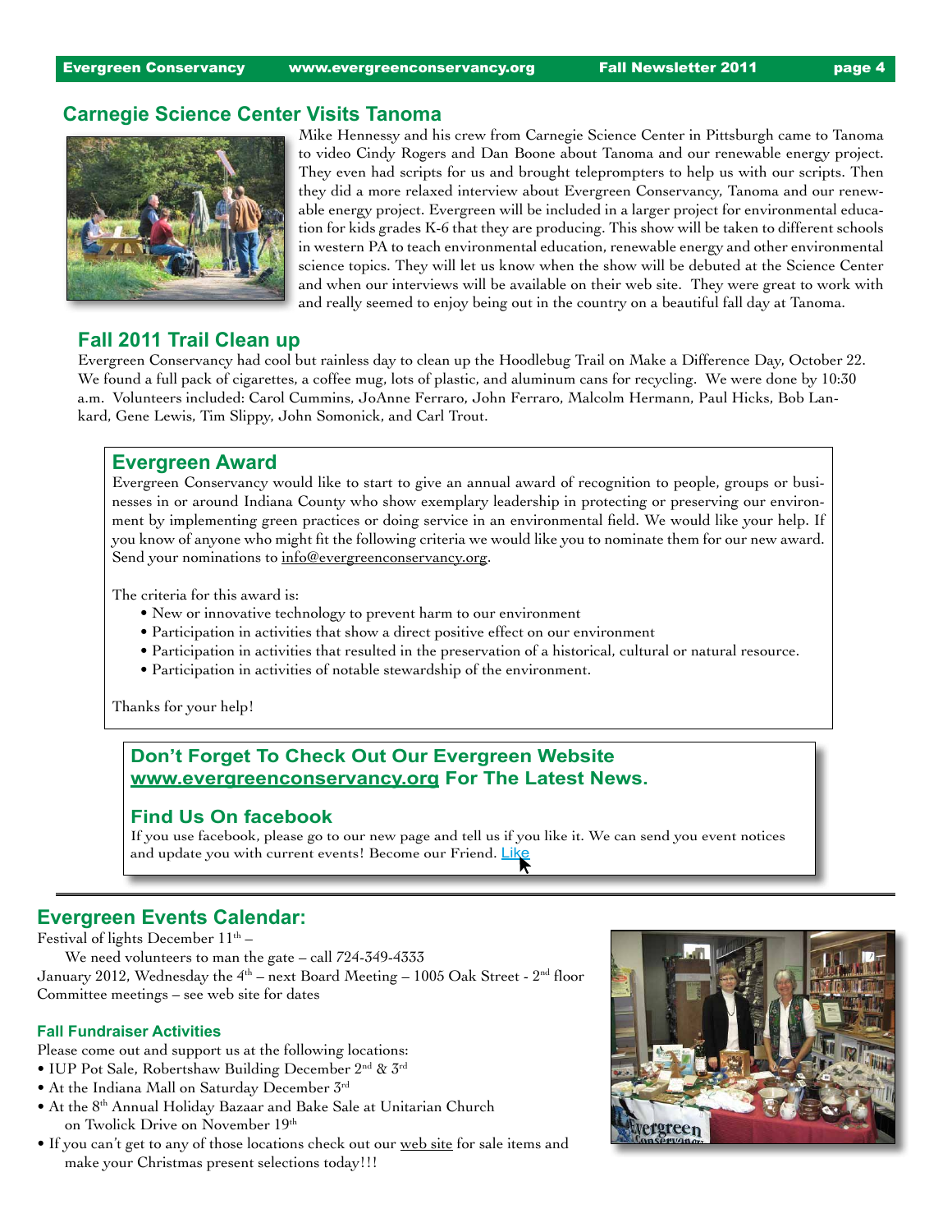## Carnegie Science Center Visits Tanoma

Mike Hennessy and his crew from Carnegie Science Center in Pittsburgh came to Tanoma to video Cindy Rogers and Dan Boone about Tanoma and our renewable energy project. They even had scripts for us and brought teleprompters to help us with our scripts. Then they did a more relaxed interview about Evergreen Conservancy, Tanoma and our renewable energy project. Evergreen will be included in a larger project for environmental education for kids grades K-6 that they are producing. This show will be taken to different schools in western PA to teach environmental education, renewable energy and other environmental science topics. They will let us know when the show will be debuted at the Science Center and when our interviews will be available on their web site. They were great to work with and really seemed to enjoy being out in the country on a beautiful fall day at Tanoma.

## Fall 2011 Trail Clean up

Evergreen Conservancy had cool but rainless day to clean up the Hoodlebug Trail on Make a Difference Day, October 22. We found a full pack of cigarettes, a coffee mug, lots of plastic, and aluminum cans for recycling. We were done by 10:30 a.m. Volunteers included: Carol Cummins, JoAnne Ferraro, John Ferraro, Malcolm Hermann, Paul Hicks, Bob Lankard, Gene Lewis, Tim Slippy, John Somonick, and Carl Trout.

## Evergreen Award

Evergreen Conservancy would like to start to give an annual award of recognition to people, groups or businesses in or around Indiana County who show exemplary leadership in protecting or preserving our environment by implementing green practices or doing service in an environmental field. We would like your help. If you know of anyone who might fit the following criteria we would like you to nominate them for our new award. Send your nominations to info@evergreenconservancy.org.

The criteria for this award is:

- New or innovative technology to prevent harm to our environment
- Participation in activities that show a direct positive effect on our environment
- Participation in activities that resulted in the preservation of a historical, cultural or natural resource.
- Participation in activities of notable stewardship of the environment.

Thanks for your help!

### Don't Forget To Check Out Our Evergreen Website www.evergreenconservancy.org For The Latest News.

### Find Us On facebook

If you use facebook, please go to our new page and tell us if you like it. We can send you event notices and update you with current events! Become our Friend. Like

## Evergreen Events Calendar:

Festival of lights December 11th –

We need volunteers to man the gate – call 724-349-4333

January 2012, Wednesday the 4th – next Board Meeting – 1005 Oak Street - 2nd floor

Committee meetings – see web site for dates

### Fall Fundraiser Activities

Please come out and support us at the following locations:

- IUP Pot Sale, Robertshaw Building December 2nd & 3rd
- At the Indiana Mall on Saturday December 3rd
- At the 8th Annual Holiday Bazaar and Bake Sale at Unitarian Church on Twolick Drive on November 19th
- If you can't get to any of those locations check out our web site for sale items and make your Christmas present selections today!!!